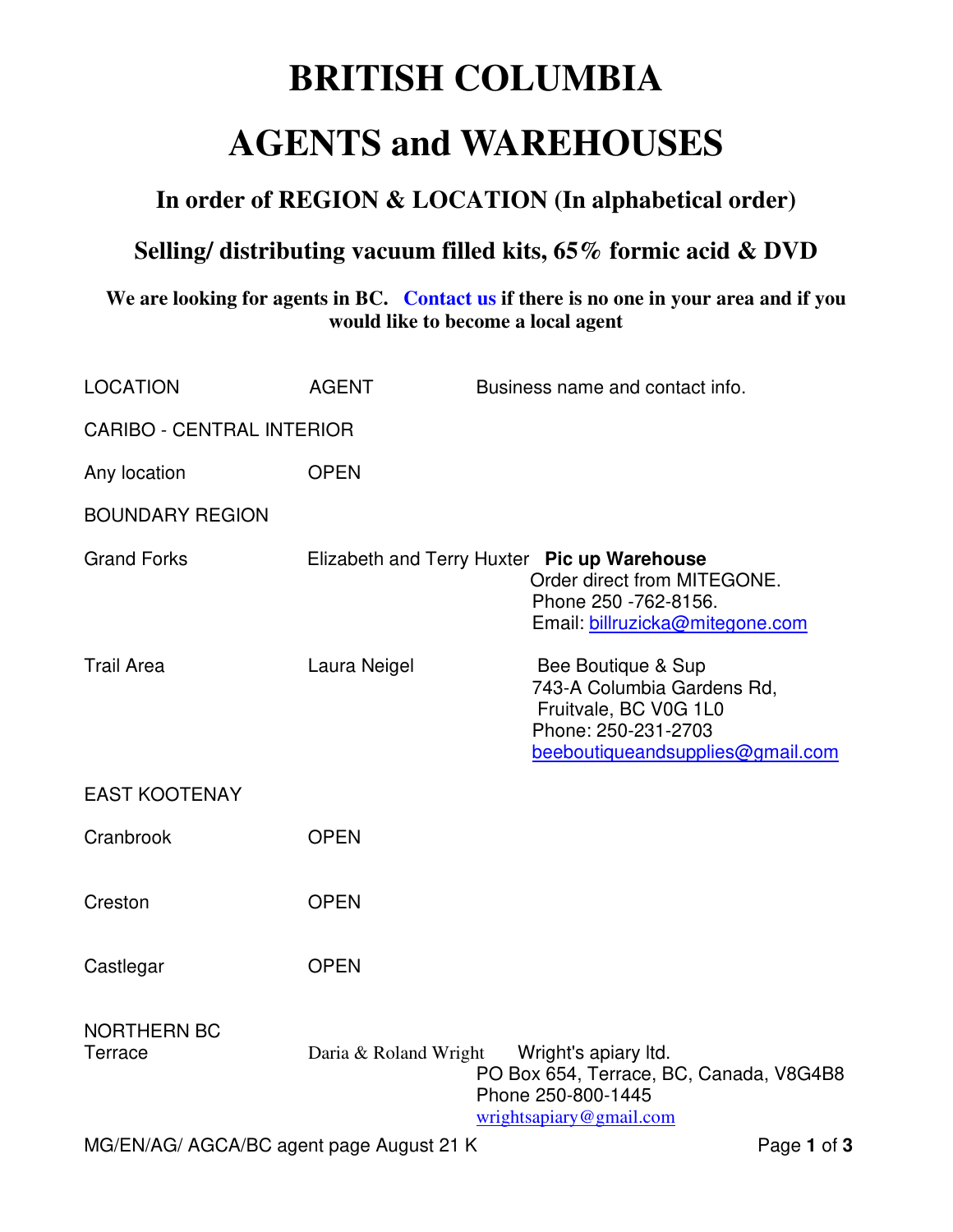# BRITISH COLUMBIA

# AGENTS and WAREHOUSES

### In order of REGION & LOCATION (In alphabetical order)

### Selling/ distributing vacuum filled kits, 65% formic acid & DVD

**We are looking for agents in BC. Contact us if there is no one in your area and if you would like to become a local agent**

| LOCATION | AGENT | Business name and contact info. |
|---|---|---|
| CARIBO - CENTRAL INTERIOR | | |
| Any location | OPEN | |
| BOUNDARY REGION | | |
| Grand Forks | Elizabeth and Terry Huxter | **Pic up Warehouse** Order direct from MITEGONE. Phone 250 -762-8156. Email: billruzicka@mitegone.com |
| Trail Area | Laura Neigel | Bee Boutique & Sup 743-A Columbia Gardens Rd, Fruitvale, BC V0G 1L0 Phone: 250-231-2703 beeboutiqueandsupplies@gmail.com |
| EAST KOOTENAY | | |
| Cranbrook | OPEN | |
| Creston | OPEN | |
| Castlegar | OPEN | |
| NORTHERN BC | | |
| Terrace | Daria & Roland Wright | Wright's apiary ltd. PO Box 654, Terrace, BC, Canada, V8G4B8 Phone 250-800-1445 wrightsapiary@gmail.com |

MG/EN/AG/ AGCA/BC agent page August 21 K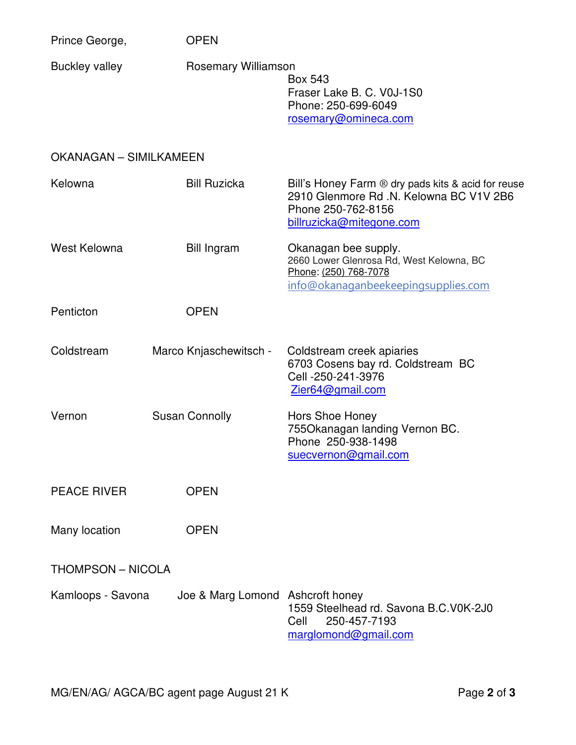Prince George, OPEN

Buckley valley Rosemary Williamson
Box 543
Fraser Lake B. C. V0J-1S0
Phone: 250-699-6049
rosemary@omineca.com

OKANAGAN – SIMILKAMEEN

Kelowna Bill Ruzicka
Bill's Honey Farm ® dry pads kits & acid for reuse
2910 Glenmore Rd .N. Kelowna BC V1V 2B6
Phone 250-762-8156
billruzicka@mitegone.com

West Kelowna Bill Ingram
Okanagan bee supply.
2660 Lower Glenrosa Rd, West Kelowna, BC
Phone: (250) 768-7078
info@okanaganbeekeepingsupplies.com

Penticton OPEN

Coldstream Marco Knjaschewitsch -
Coldstream creek apiaries
6703 Cosens bay rd. Coldstream BC
Cell -250-241-3976
Zier64@gmail.com

Vernon Susan Connolly
Hors Shoe Honey
755Okanagan landing Vernon BC.
Phone 250-938-1498
suecvernon@gmail.com

PEACE RIVER OPEN

Many location OPEN

THOMPSON – NICOLA

Kamloops - Savona Joe & Marg Lomond
Ashcroft honey
1559 Steelhead rd. Savona B.C.V0K-2J0
Cell 250-457-7193
marglomond@gmail.com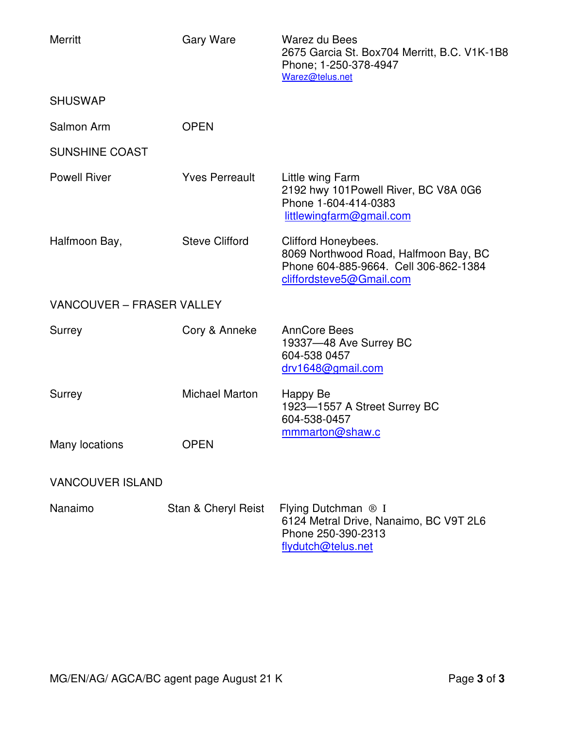| | | |
|---|---|---|
| Merritt | Gary Ware | Warez du Bees<br>2675 Garcia St. Box704 Merritt, B.C. V1K-1B8<br>Phone; 1-250-378-4947<br>Warez@telus.net |
| SHUSWAP | | |
| Salmon Arm | OPEN | |
| SUNSHINE COAST | | |
| Powell River | Yves Perreault | Little wing Farm<br>2192 hwy 101Powell River, BC V8A 0G6<br>Phone 1-604-414-0383<br>littlewingfarm@gmail.com |
| Halfmoon Bay, | Steve Clifford | Clifford Honeybees.<br>8069 Northwood Road, Halfmoon Bay, BC<br>Phone 604-885-9664. Cell 306-862-1384<br>cliffordsteve5@Gmail.com |
| VANCOUVER – FRASER VALLEY | | |
| Surrey | Cory & Anneke | AnnCore Bees<br>19337—48 Ave Surrey BC<br>604-538 0457<br>drv1648@gmail.com |
| Surrey | Michael Marton | Happy Be<br>1923—1557 A Street Surrey BC<br>604-538-0457<br>mmmarton@shaw.c |
| Many locations | OPEN | |
| VANCOUVER ISLAND | | |
| Nanaimo | Stan & Cheryl Reist | Flying Dutchman ® I<br>6124 Metral Drive, Nanaimo, BC V9T 2L6<br>Phone 250-390-2313<br>flydutch@telus.net |

MG/EN/AG/ AGCA/BC agent page August 21 K